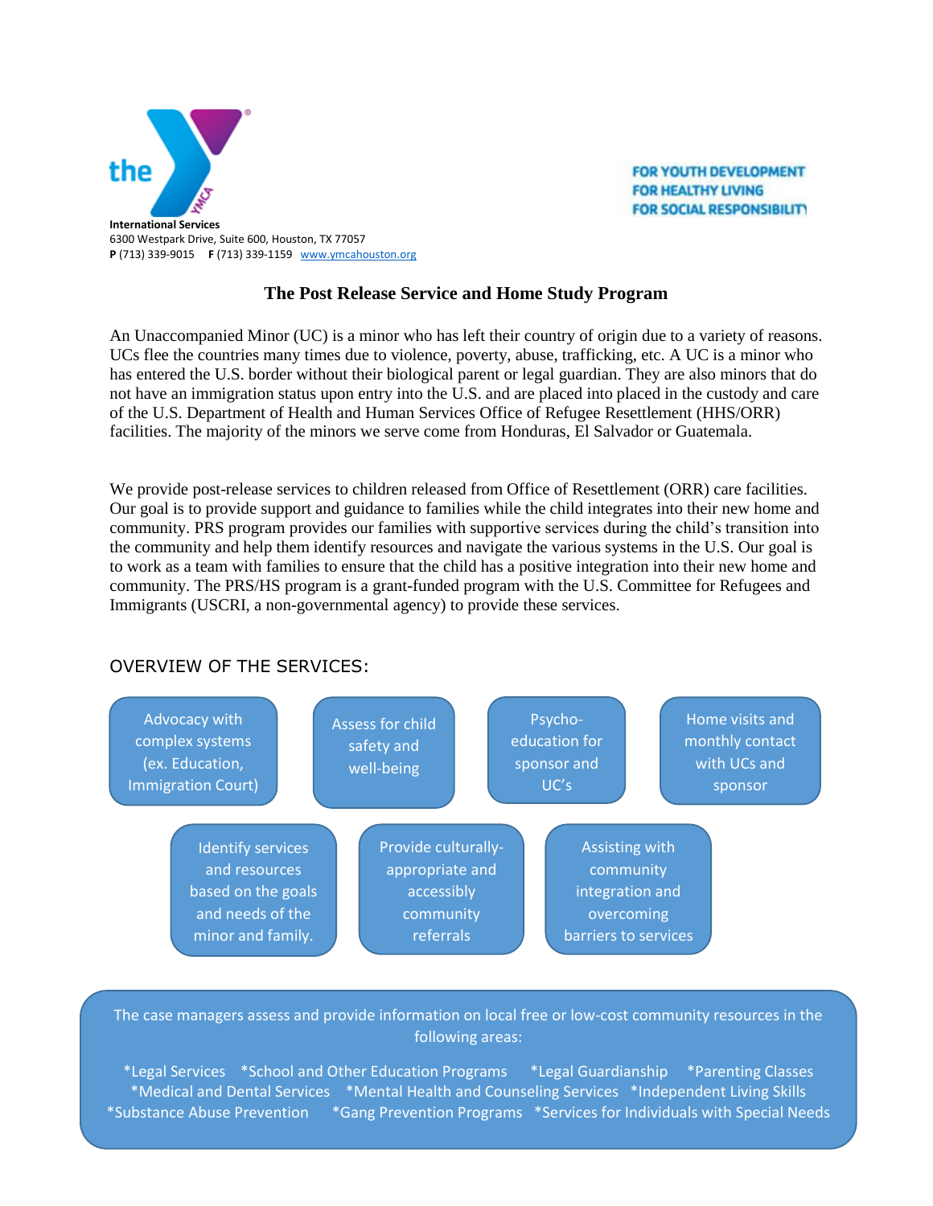**International Services**
6300 Westpark Drive, Suite 600, Houston, TX 77057
**P** (713) 339-9015 **F** (713) 339-1159 www.ymcahouston.org

FOR YOUTH DEVELOPMENT
FOR HEALTHY LIVING
FOR SOCIAL RESPONSIBILITY

# The Post Release Service and Home Study Program

An Unaccompanied Minor (UC) is a minor who has left their country of origin due to a variety of reasons. UCs flee the countries many times due to violence, poverty, abuse, trafficking, etc. A UC is a minor who has entered the U.S. border without their biological parent or legal guardian. They are also minors that do not have an immigration status upon entry into the U.S. and are placed into placed in the custody and care of the U.S. Department of Health and Human Services Office of Refugee Resettlement (HHS/ORR) facilities. The majority of the minors we serve come from Honduras, El Salvador or Guatemala.

We provide post-release services to children released from Office of Resettlement (ORR) care facilities. Our goal is to provide support and guidance to families while the child integrates into their new home and community. PRS program provides our families with supportive services during the child's transition into the community and help them identify resources and navigate the various systems in the U.S. Our goal is to work as a team with families to ensure that the child has a positive integration into their new home and community. The PRS/HS program is a grant-funded program with the U.S. Committee for Refugees and Immigrants (USCRI, a non-governmental agency) to provide these services.

## OVERVIEW OF THE SERVICES:

- Advocacy with complex systems (ex. Education, Immigration Court)
- Assess for child safety and well-being
- Psycho-education for sponsor and UC's
- Home visits and monthly contact with UCs and sponsor
- Identify services and resources based on the goals and needs of the minor and family.
- Provide culturally-appropriate and accessibly community referrals
- Assisting with community integration and overcoming barriers to services

The case managers assess and provide information on local free or low-cost community resources in the following areas:

*Legal Services *School and Other Education Programs *Legal Guardianship *Parenting Classes *Medical and Dental Services *Mental Health and Counseling Services *Independent Living Skills *Substance Abuse Prevention *Gang Prevention Programs *Services for Individuals with Special Needs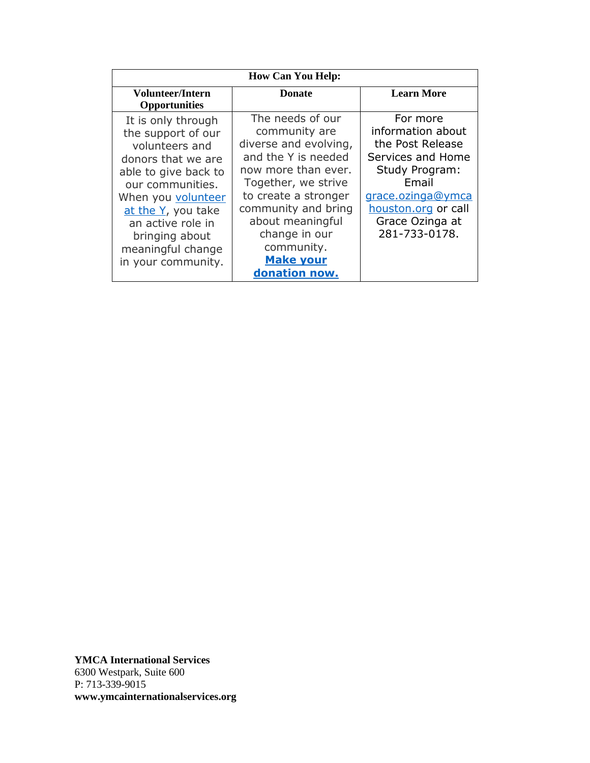| How Can You Help: | | |
|---|---|---|
| **Volunteer/Intern Opportunities** | **Donate** | **Learn More** |
| It is only through the support of our volunteers and donors that we are able to give back to our communities. When you volunteer at the Y, you take an active role in bringing about meaningful change in your community. | The needs of our community are diverse and evolving, and the Y is needed now more than ever. Together, we strive to create a stronger community and bring about meaningful change in our community. **Make your donation now.** | For more information about the Post Release Services and Home Study Program: Email grace.ozinga@ymcahouston.org or call Grace Ozinga at 281-733-0178. |

**YMCA International Services**
6300 Westpark, Suite 600
P: 713-339-9015
**www.ymcainternationalservices.org**